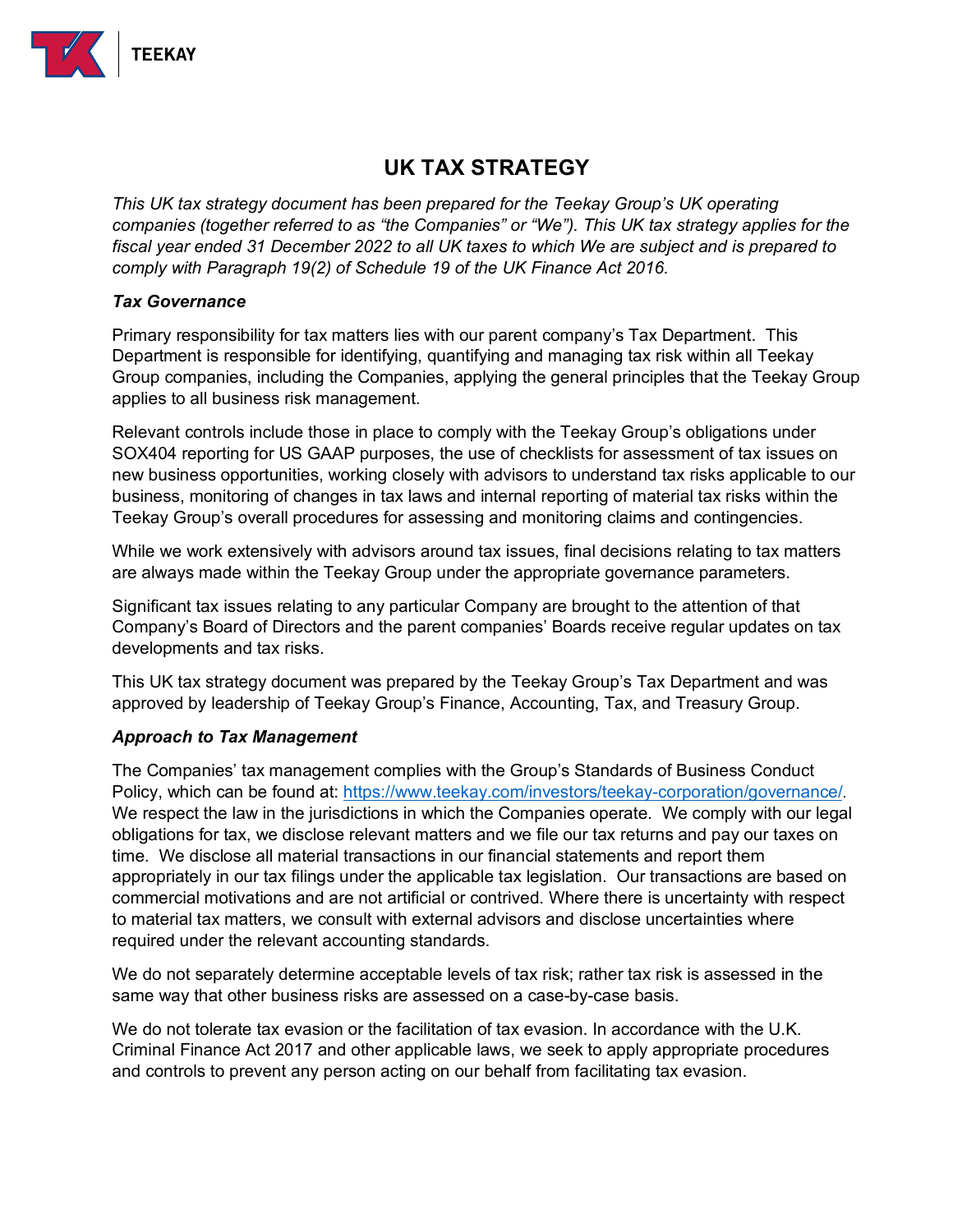# UK TAX STRATEGY

*This UK tax strategy document has been prepared for the Teekay Group's UK operating companies (together referred to as "the Companies" or "We"). This UK tax strategy applies for the fiscal year ended 31 December 2022 to all UK taxes to which We are subject and is prepared to comply with Paragraph 19(2) of Schedule 19 of the UK Finance Act 2016.*

### *Tax Governance*

Primary responsibility for tax matters lies with our parent company's Tax Department. This Department is responsible for identifying, quantifying and managing tax risk within all Teekay Group companies, including the Companies, applying the general principles that the Teekay Group applies to all business risk management.

Relevant controls include those in place to comply with the Teekay Group's obligations under SOX404 reporting for US GAAP purposes, the use of checklists for assessment of tax issues on new business opportunities, working closely with advisors to understand tax risks applicable to our business, monitoring of changes in tax laws and internal reporting of material tax risks within the Teekay Group's overall procedures for assessing and monitoring claims and contingencies.

While we work extensively with advisors around tax issues, final decisions relating to tax matters are always made within the Teekay Group under the appropriate governance parameters.

Significant tax issues relating to any particular Company are brought to the attention of that Company's Board of Directors and the parent companies' Boards receive regular updates on tax developments and tax risks.

This UK tax strategy document was prepared by the Teekay Group's Tax Department and was approved by leadership of Teekay Group's Finance, Accounting, Tax, and Treasury Group.

### *Approach to Tax Management*

The Companies' tax management complies with the Group's Standards of Business Conduct Policy, which can be found at: [https://www.teekay.com/investors/teekay-corporation/governance/](https://www.teekay.com/investors/teekay-corporation/governance/). We respect the law in the jurisdictions in which the Companies operate. We comply with our legal obligations for tax, we disclose relevant matters and we file our tax returns and pay our taxes on time. We disclose all material transactions in our financial statements and report them appropriately in our tax filings under the applicable tax legislation. Our transactions are based on commercial motivations and are not artificial or contrived. Where there is uncertainty with respect to material tax matters, we consult with external advisors and disclose uncertainties where required under the relevant accounting standards.

We do not separately determine acceptable levels of tax risk; rather tax risk is assessed in the same way that other business risks are assessed on a case-by-case basis.

We do not tolerate tax evasion or the facilitation of tax evasion. In accordance with the U.K. Criminal Finance Act 2017 and other applicable laws, we seek to apply appropriate procedures and controls to prevent any person acting on our behalf from facilitating tax evasion.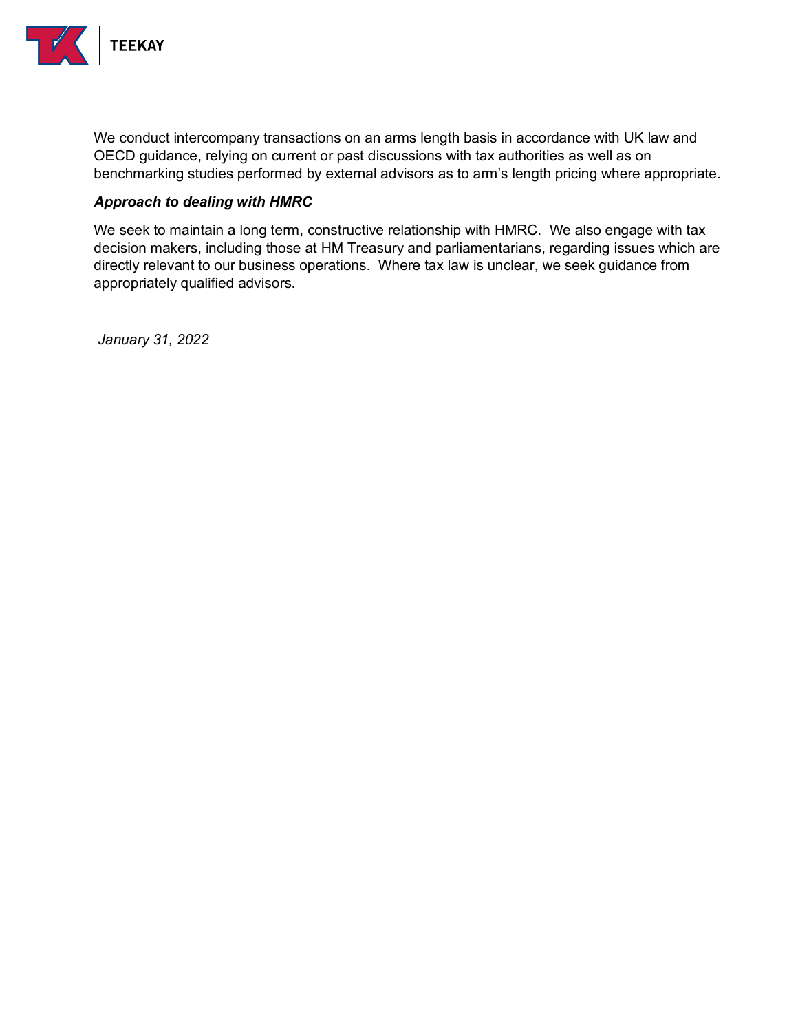We conduct intercompany transactions on an arms length basis in accordance with UK law and OECD guidance, relying on current or past discussions with tax authorities as well as on benchmarking studies performed by external advisors as to arm's length pricing where appropriate.

***Approach to dealing with HMRC***

We seek to maintain a long term, constructive relationship with HMRC. We also engage with tax decision makers, including those at HM Treasury and parliamentarians, regarding issues which are directly relevant to our business operations. Where tax law is unclear, we seek guidance from appropriately qualified advisors.

*January 31, 2022*